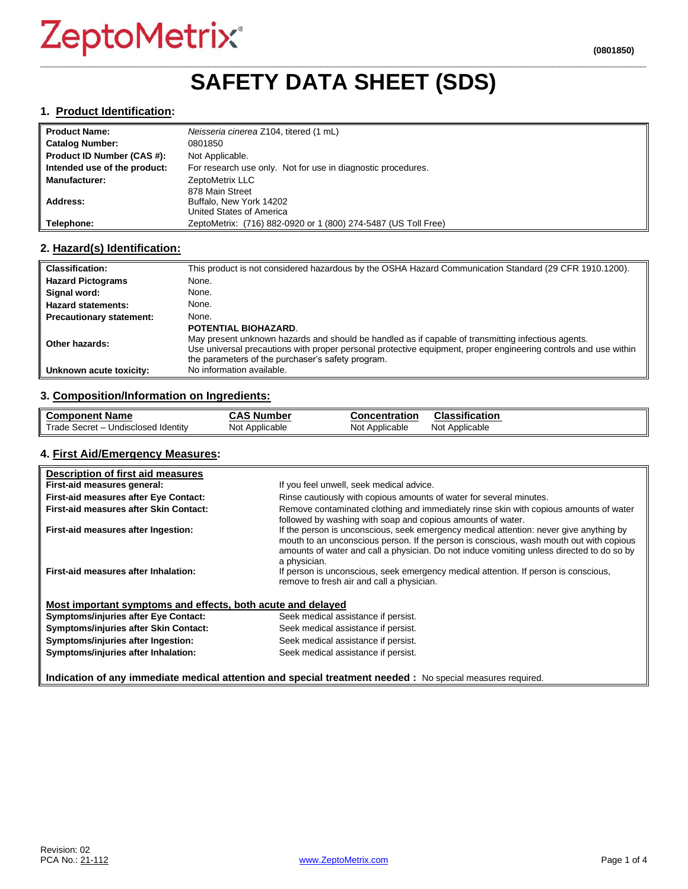ZeptoMetrix®

(0801850)

# SAFETY DATA SHEET (SDS)

## 1. Product Identification:

| | |
|---|---|
| **Product Name:** | *Neisseria cinerea* Z104, titered (1 mL) |
| **Catalog Number:** | 0801850 |
| **Product ID Number (CAS #):** | Not Applicable. |
| **Intended use of the product:** | For research use only. Not for use in diagnostic procedures. |
| **Manufacturer:** | ZeptoMetrix LLC |
| **Address:** | 878 Main Street<br>Buffalo, New York 14202<br>United States of America |
| **Telephone:** | ZeptoMetrix: (716) 882-0920 or 1 (800) 274-5487 (US Toll Free) |

## 2. Hazard(s) Identification:

| | |
|---|---|
| **Classification:** | This product is not considered hazardous by the OSHA Hazard Communication Standard (29 CFR 1910.1200). |
| **Hazard Pictograms** | None. |
| **Signal word:** | None. |
| **Hazard statements:** | None. |
| **Precautionary statement:** | None. |
| **Other hazards:** | **POTENTIAL BIOHAZARD**.<br>May present unknown hazards and should be handled as if capable of transmitting infectious agents.<br>Use universal precautions with proper personal protective equipment, proper engineering controls and use within the parameters of the purchaser's safety program. |
| **Unknown acute toxicity:** | No information available. |

## 3. Composition/Information on Ingredients:

| Component Name | CAS Number | Concentration | Classification |
|---|---|---|---|
| Trade Secret – Undisclosed Identity | Not Applicable | Not Applicable | Not Applicable |

## 4. First Aid/Emergency Measures:

**Description of first aid measures**

| | |
|---|---|
| **First-aid measures general:** | If you feel unwell, seek medical advice. |
| **First-aid measures after Eye Contact:** | Rinse cautiously with copious amounts of water for several minutes. |
| **First-aid measures after Skin Contact:** | Remove contaminated clothing and immediately rinse skin with copious amounts of water followed by washing with soap and copious amounts of water. |
| **First-aid measures after Ingestion:** | If the person is unconscious, seek emergency medical attention: never give anything by mouth to an unconscious person. If the person is conscious, wash mouth out with copious amounts of water and call a physician. Do not induce vomiting unless directed to do so by a physician. |
| **First-aid measures after Inhalation:** | If person is unconscious, seek emergency medical attention. If person is conscious, remove to fresh air and call a physician. |

**Most important symptoms and effects, both acute and delayed**

| | |
|---|---|
| **Symptoms/injuries after Eye Contact:** | Seek medical assistance if persist. |
| **Symptoms/injuries after Skin Contact:** | Seek medical assistance if persist. |
| **Symptoms/injuries after Ingestion:** | Seek medical assistance if persist. |
| **Symptoms/injuries after Inhalation:** | Seek medical assistance if persist. |

**Indication of any immediate medical attention and special treatment needed :** No special measures required.

Revision: 02
PCA No.: 21-112

www.ZeptoMetrix.com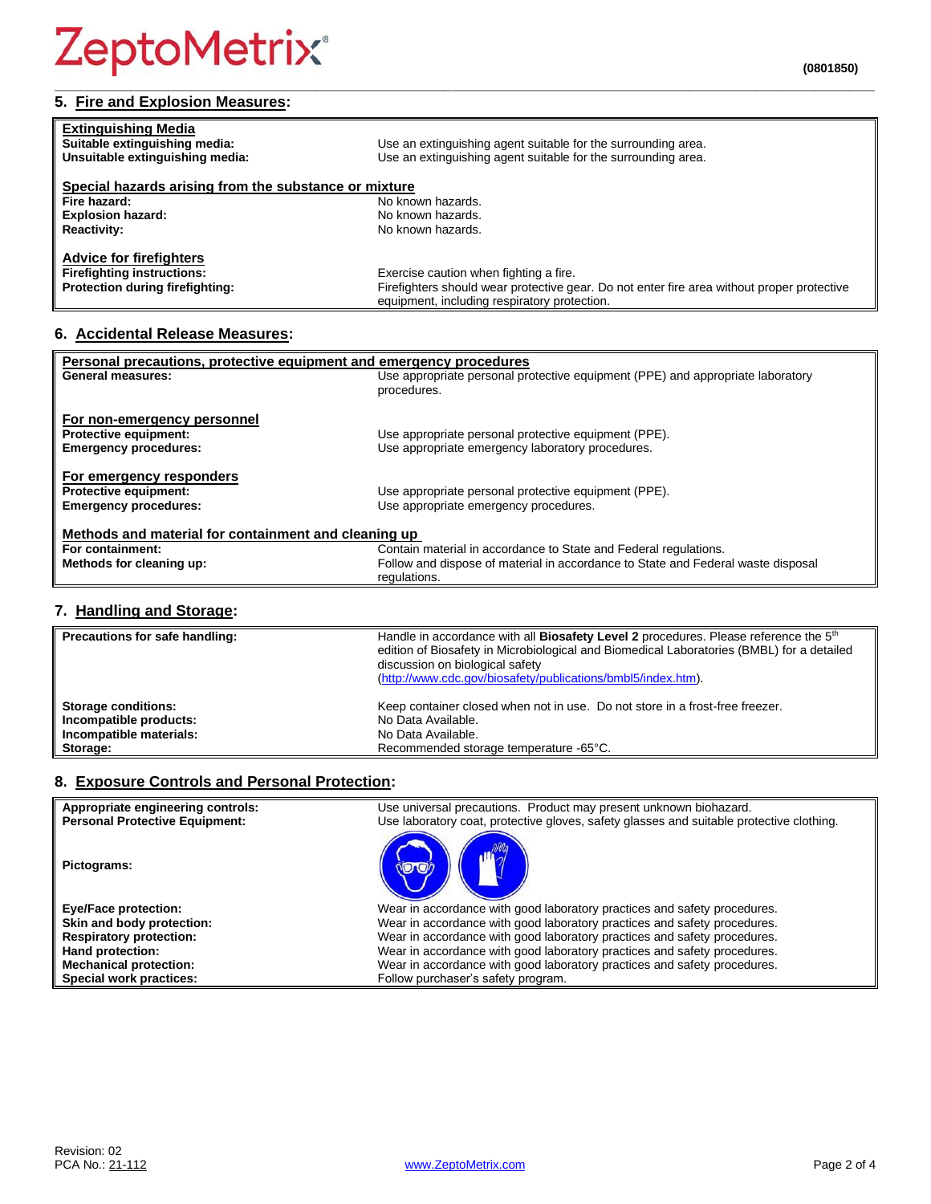## 5. Fire and Explosion Measures:

| | |
|---|---|
| **Extinguishing Media** | |
| **Suitable extinguishing media:** | Use an extinguishing agent suitable for the surrounding area. |
| **Unsuitable extinguishing media:** | Use an extinguishing agent suitable for the surrounding area. |
| **Special hazards arising from the substance or mixture** | |
| **Fire hazard:** | No known hazards. |
| **Explosion hazard:** | No known hazards. |
| **Reactivity:** | No known hazards. |
| **Advice for firefighters** | |
| **Firefighting instructions:** | Exercise caution when fighting a fire. |
| **Protection during firefighting:** | Firefighters should wear protective gear. Do not enter fire area without proper protective equipment, including respiratory protection. |

## 6. Accidental Release Measures:

| | |
|---|---|
| **Personal precautions, protective equipment and emergency procedures** | |
| **General measures:** | Use appropriate personal protective equipment (PPE) and appropriate laboratory procedures. |
| **For non-emergency personnel** | |
| **Protective equipment:** | Use appropriate personal protective equipment (PPE). |
| **Emergency procedures:** | Use appropriate emergency laboratory procedures. |
| **For emergency responders** | |
| **Protective equipment:** | Use appropriate personal protective equipment (PPE). |
| **Emergency procedures:** | Use appropriate emergency procedures. |
| **Methods and material for containment and cleaning up** | |
| **For containment:** | Contain material in accordance to State and Federal regulations. |
| **Methods for cleaning up:** | Follow and dispose of material in accordance to State and Federal waste disposal regulations. |

## 7. Handling and Storage:

| | |
|---|---|
| **Precautions for safe handling:** | Handle in accordance with all **Biosafety Level 2** procedures. Please reference the 5th edition of Biosafety in Microbiological and Biomedical Laboratories (BMBL) for a detailed discussion on biological safety (http://www.cdc.gov/biosafety/publications/bmbl5/index.htm). |
| **Storage conditions:** | Keep container closed when not in use. Do not store in a frost-free freezer. |
| **Incompatible products:** | No Data Available. |
| **Incompatible materials:** | No Data Available. |
| **Storage:** | Recommended storage temperature -65°C. |

## 8. Exposure Controls and Personal Protection:

| | |
|---|---|
| **Appropriate engineering controls:** | Use universal precautions. Product may present unknown biohazard. |
| **Personal Protective Equipment:** | Use laboratory coat, protective gloves, safety glasses and suitable protective clothing. |
| **Pictograms:** | |
| **Eye/Face protection:** | Wear in accordance with good laboratory practices and safety procedures. |
| **Skin and body protection:** | Wear in accordance with good laboratory practices and safety procedures. |
| **Respiratory protection:** | Wear in accordance with good laboratory practices and safety procedures. |
| **Hand protection:** | Wear in accordance with good laboratory practices and safety procedures. |
| **Mechanical protection:** | Wear in accordance with good laboratory practices and safety procedures. |
| **Special work practices:** | Follow purchaser's safety program. |

Revision: 02
PCA No.: 21-112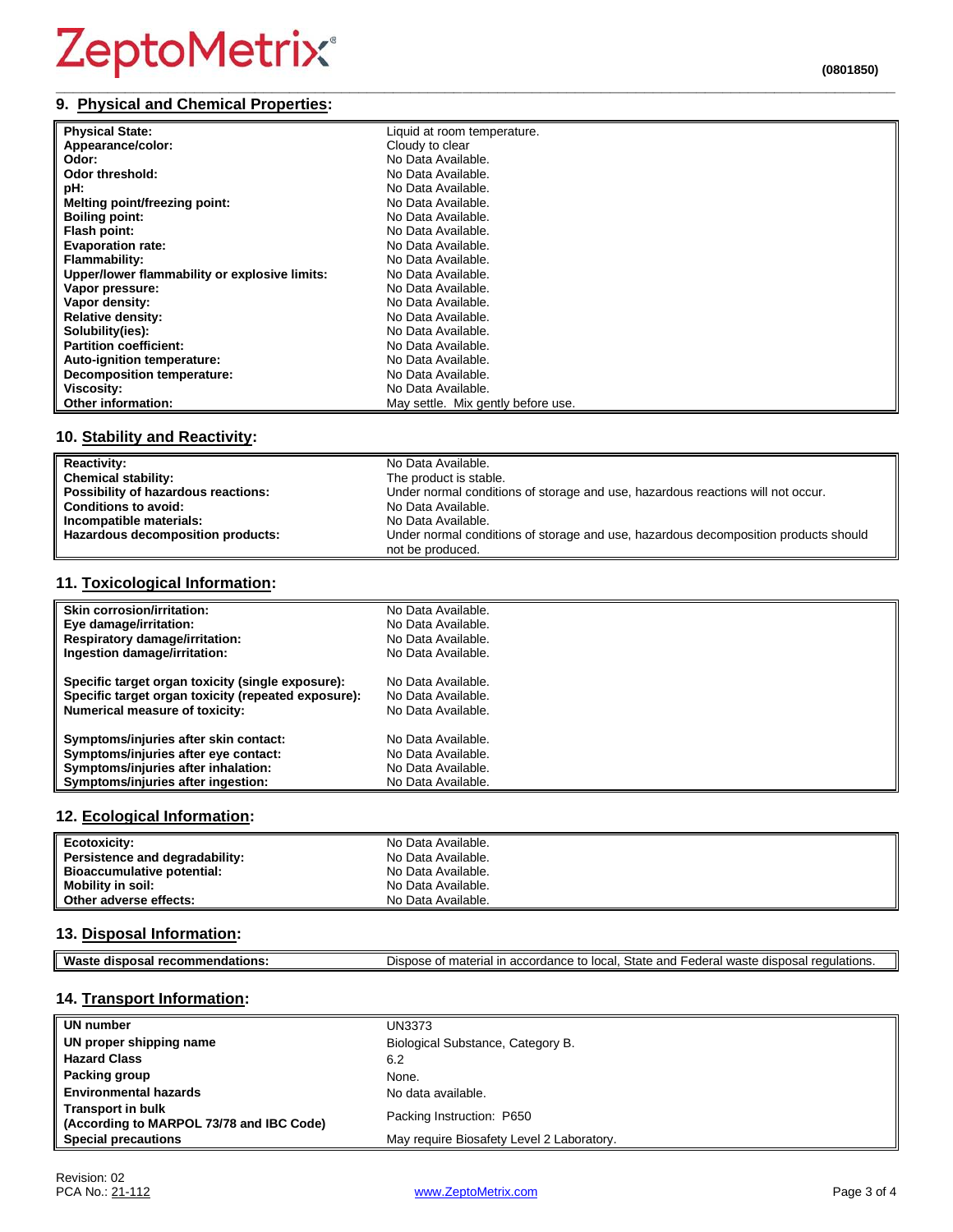## 9. Physical and Chemical Properties:

| | |
|---|---|
| **Physical State:** | Liquid at room temperature. |
| **Appearance/color:** | Cloudy to clear |
| **Odor:** | No Data Available. |
| **Odor threshold:** | No Data Available. |
| **pH:** | No Data Available. |
| **Melting point/freezing point:** | No Data Available. |
| **Boiling point:** | No Data Available. |
| **Flash point:** | No Data Available. |
| **Evaporation rate:** | No Data Available. |
| **Flammability:** | No Data Available. |
| **Upper/lower flammability or explosive limits:** | No Data Available. |
| **Vapor pressure:** | No Data Available. |
| **Vapor density:** | No Data Available. |
| **Relative density:** | No Data Available. |
| **Solubility(ies):** | No Data Available. |
| **Partition coefficient:** | No Data Available. |
| **Auto-ignition temperature:** | No Data Available. |
| **Decomposition temperature:** | No Data Available. |
| **Viscosity:** | No Data Available. |
| **Other information:** | May settle. Mix gently before use. |

## 10. Stability and Reactivity:

| | |
|---|---|
| **Reactivity:** | No Data Available. |
| **Chemical stability:** | The product is stable. |
| **Possibility of hazardous reactions:** | Under normal conditions of storage and use, hazardous reactions will not occur. |
| **Conditions to avoid:** | No Data Available. |
| **Incompatible materials:** | No Data Available. |
| **Hazardous decomposition products:** | Under normal conditions of storage and use, hazardous decomposition products should not be produced. |

## 11. Toxicological Information:

| | |
|---|---|
| **Skin corrosion/irritation:** | No Data Available. |
| **Eye damage/irritation:** | No Data Available. |
| **Respiratory damage/irritation:** | No Data Available. |
| **Ingestion damage/irritation:** | No Data Available. |
| **Specific target organ toxicity (single exposure):** | No Data Available. |
| **Specific target organ toxicity (repeated exposure):** | No Data Available. |
| **Numerical measure of toxicity:** | No Data Available. |
| **Symptoms/injuries after skin contact:** | No Data Available. |
| **Symptoms/injuries after eye contact:** | No Data Available. |
| **Symptoms/injuries after inhalation:** | No Data Available. |
| **Symptoms/injuries after ingestion:** | No Data Available. |

## 12. Ecological Information:

| | |
|---|---|
| **Ecotoxicity:** | No Data Available. |
| **Persistence and degradability:** | No Data Available. |
| **Bioaccumulative potential:** | No Data Available. |
| **Mobility in soil:** | No Data Available. |
| **Other adverse effects:** | No Data Available. |

## 13. Disposal Information:

| | |
|---|---|
| **Waste disposal recommendations:** | Dispose of material in accordance to local, State and Federal waste disposal regulations. |

## 14. Transport Information:

| | |
|---|---|
| **UN number** | UN3373 |
| **UN proper shipping name** | Biological Substance, Category B. |
| **Hazard Class** | 6.2 |
| **Packing group** | None. |
| **Environmental hazards** | No data available. |
| **Transport in bulk (According to MARPOL 73/78 and IBC Code)** | Packing Instruction: P650 |
| **Special precautions** | May require Biosafety Level 2 Laboratory. |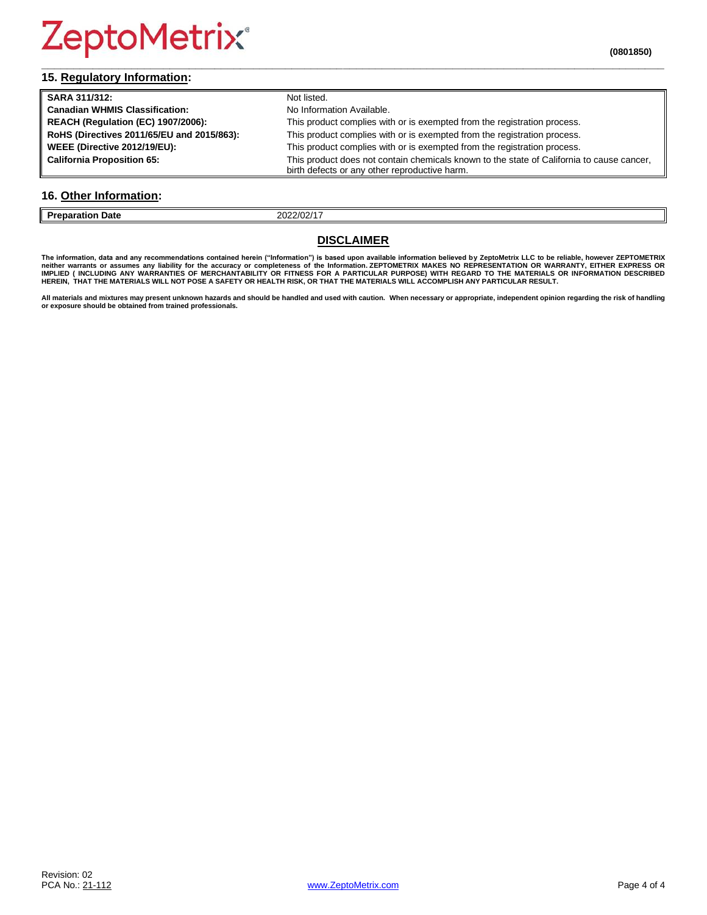## 15. Regulatory Information:

| | |
|---|---|
| **SARA 311/312:** | Not listed. |
| **Canadian WHMIS Classification:** | No Information Available. |
| **REACH (Regulation (EC) 1907/2006):** | This product complies with or is exempted from the registration process. |
| **RoHS (Directives 2011/65/EU and 2015/863):** | This product complies with or is exempted from the registration process. |
| **WEEE (Directive 2012/19/EU):** | This product complies with or is exempted from the registration process. |
| **California Proposition 65:** | This product does not contain chemicals known to the state of California to cause cancer, birth defects or any other reproductive harm. |

## 16. Other Information:

| | |
|---|---|
| **Preparation Date** | 2022/02/17 |

## DISCLAIMER

**The information, data and any recommendations contained herein ("Information") is based upon available information believed by ZeptoMetrix LLC to be reliable, however ZEPTOMETRIX neither warrants or assumes any liability for the accuracy or completeness of the Information. ZEPTOMETRIX MAKES NO REPRESENTATION OR WARRANTY, EITHER EXPRESS OR IMPLIED ( INCLUDING ANY WARRANTIES OF MERCHANTABILITY OR FITNESS FOR A PARTICULAR PURPOSE) WITH REGARD TO THE MATERIALS OR INFORMATION DESCRIBED HEREIN, THAT THE MATERIALS WILL NOT POSE A SAFETY OR HEALTH RISK, OR THAT THE MATERIALS WILL ACCOMPLISH ANY PARTICULAR RESULT.**

**All materials and mixtures may present unknown hazards and should be handled and used with caution. When necessary or appropriate, independent opinion regarding the risk of handling or exposure should be obtained from trained professionals.**